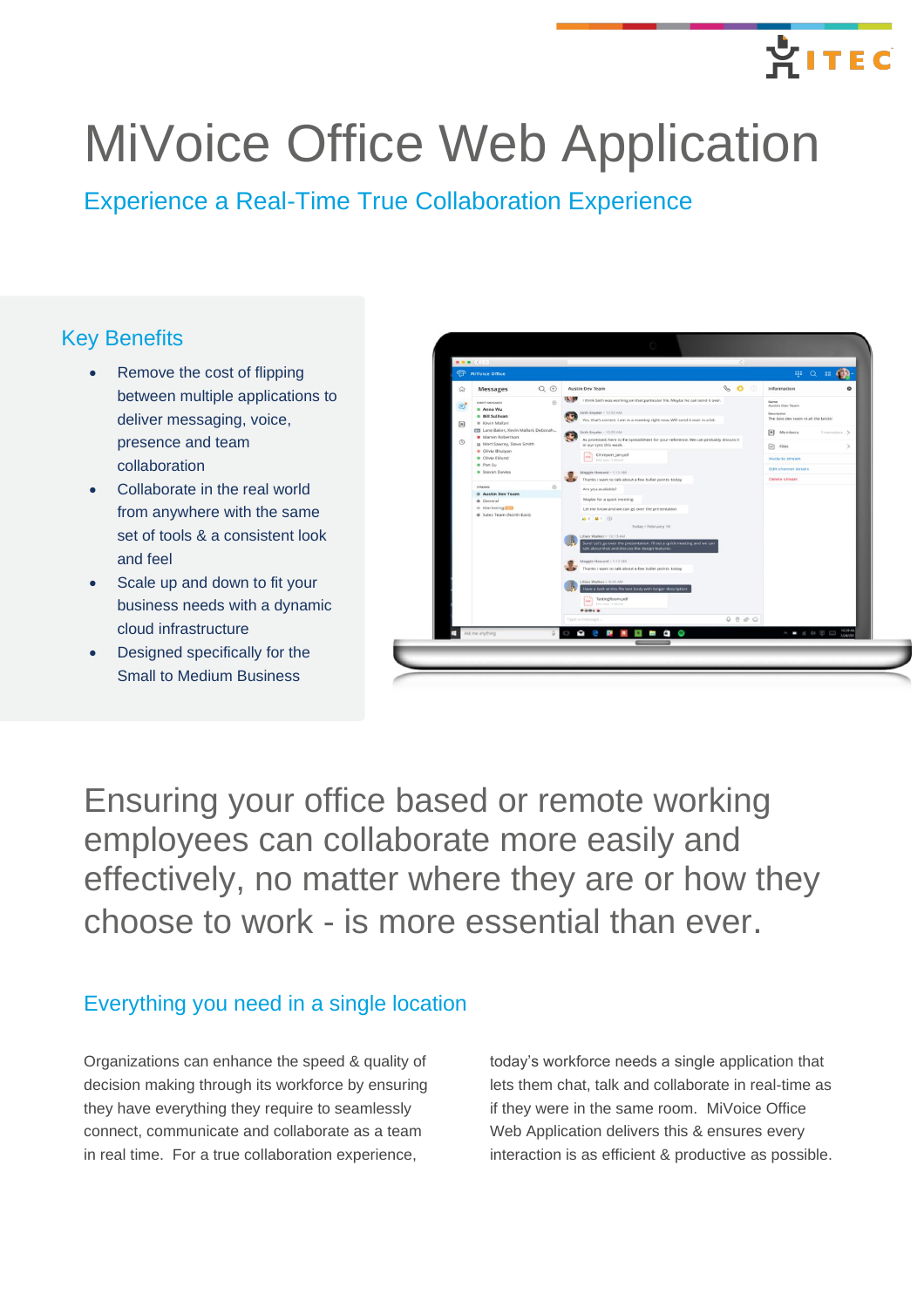# MiVoice Office Web Application

## Experience a Real-Time True Collaboration Experience

### Key Benefits

- Remove the cost of flipping between multiple applications to deliver messaging, voice, presence and team collaboration
- Collaborate in the real world from anywhere with the same set of tools & a consistent look and feel
- Scale up and down to fit your business needs with a dynamic cloud infrastructure
- Designed specifically for the Small to Medium Business

## Ensuring your office based or remote working employees can collaborate more easily and effectively, no matter where they are or how they choose to work - is more essential than ever.

### Everything you need in a single location

Organizations can enhance the speed & quality of decision making through its workforce by ensuring they have everything they require to seamlessly connect, communicate and collaborate as a team in real time. For a true collaboration experience, today's workforce needs a single application that lets them chat, talk and collaborate in real-time as if they were in the same room. MiVoice Office Web Application delivers this & ensures every interaction is as efficient & productive as possible.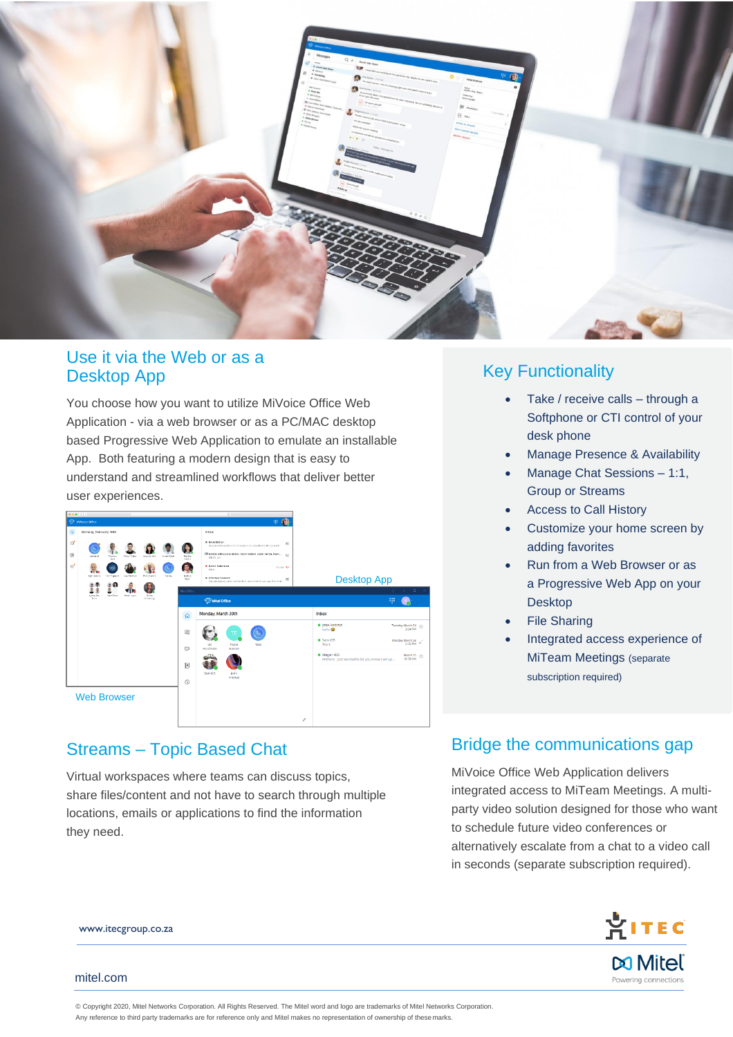## Use it via the Web or as a Desktop App

You choose how you want to utilize MiVoice Office Web Application - via a web browser or as a PC/MAC desktop based Progressive Web Application to emulate an installable App. Both featuring a modern design that is easy to understand and streamlined workflows that deliver better user experiences.

Desktop App

Web Browser

## Streams – Topic Based Chat

Virtual workspaces where teams can discuss topics, share files/content and not have to search through multiple locations, emails or applications to find the information they need.

## Key Functionality

- Take / receive calls – through a Softphone or CTI control of your desk phone
- Manage Presence & Availability
- Manage Chat Sessions – 1:1, Group or Streams
- Access to Call History
- Customize your home screen by adding favorites
- Run from a Web Browser or as a Progressive Web App on your Desktop
- File Sharing
- Integrated access experience of MiTeam Meetings (separate subscription required)

## Bridge the communications gap

MiVoice Office Web Application delivers integrated access to MiTeam Meetings. A multi-party video solution designed for those who want to schedule future video conferences or alternatively escalate from a chat to a video call in seconds (separate subscription required).

www.itecgroup.co.za

ITEC

mitel.com

Mitel
Powering connections

© Copyright 2020, Mitel Networks Corporation. All Rights Reserved. The Mitel word and logo are trademarks of Mitel Networks Corporation. Any reference to third party trademarks are for reference only and Mitel makes no representation of ownership of these marks.